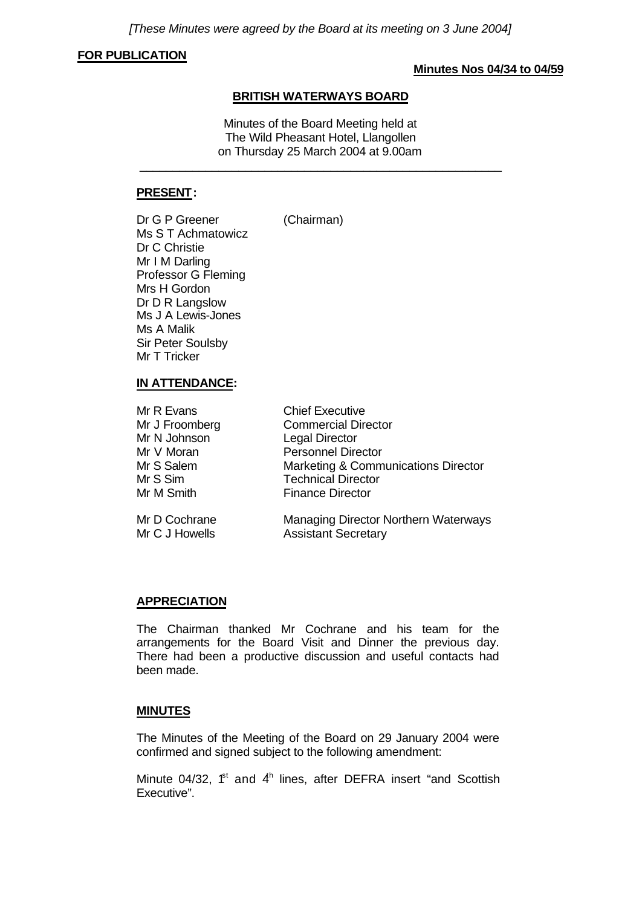*[These Minutes were agreed by the Board at its meeting on 3 June 2004]*

**FOR PUBLICATION**

**Minutes Nos 04/34 to 04/59**

## BRITISH WATERWAYS BOARD

Minutes of the Board Meeting held at
The Wild Pheasant Hotel, Llangollen
on Thursday 25 March 2004 at 9.00am

---

**PRESENT:**

Dr G P Greener (Chairman)
Ms S T Achmatowicz
Dr C Christie
Mr I M Darling
Professor G Fleming
Mrs H Gordon
Dr D R Langslow
Ms J A Lewis-Jones
Ms A Malik
Sir Peter Soulsby
Mr T Tricker

**IN ATTENDANCE:**

| | |
|---|---|
| Mr R Evans | Chief Executive |
| Mr J Froomberg | Commercial Director |
| Mr N Johnson | Legal Director |
| Mr V Moran | Personnel Director |
| Mr S Salem | Marketing & Communications Director |
| Mr S Sim | Technical Director |
| Mr M Smith | Finance Director |
| | |
| Mr D Cochrane | Managing Director Northern Waterways |
| Mr C J Howells | Assistant Secretary |

**APPRECIATION**

The Chairman thanked Mr Cochrane and his team for the arrangements for the Board Visit and Dinner the previous day. There had been a productive discussion and useful contacts had been made.

**MINUTES**

The Minutes of the Meeting of the Board on 29 January 2004 were confirmed and signed subject to the following amendment:

Minute 04/32, 1st and 4th lines, after DEFRA insert "and Scottish Executive".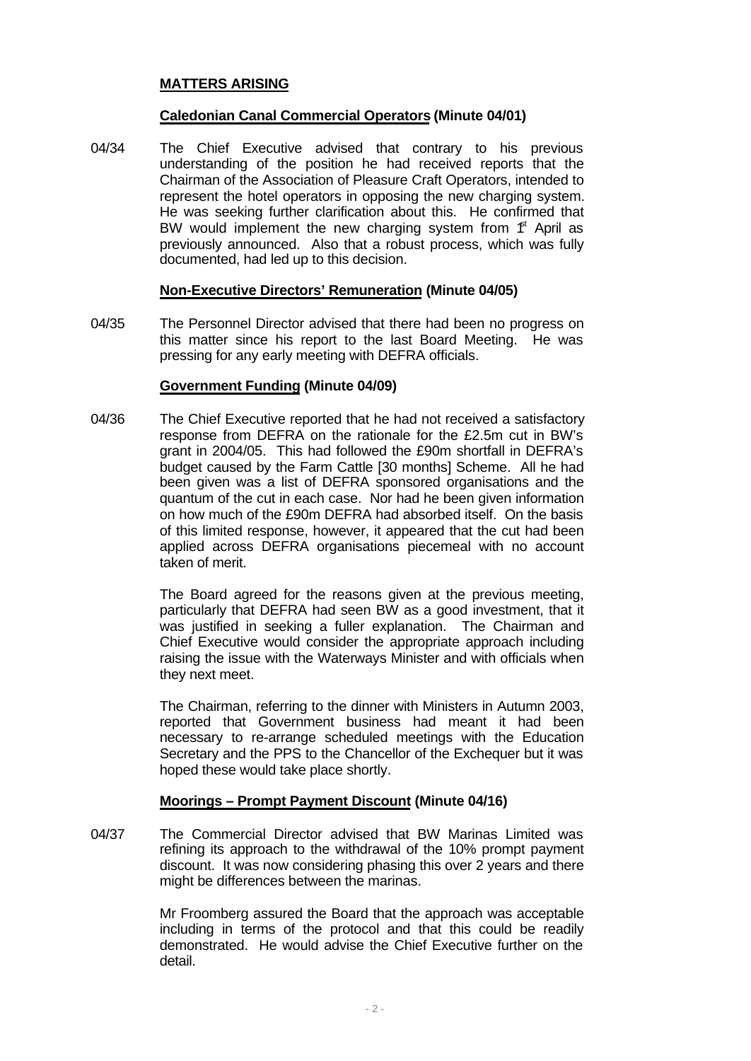## MATTERS ARISING

### **Caledonian Canal Commercial Operators (Minute 04/01)**

04/34 The Chief Executive advised that contrary to his previous understanding of the position he had received reports that the Chairman of the Association of Pleasure Craft Operators, intended to represent the hotel operators in opposing the new charging system. He was seeking further clarification about this. He confirmed that BW would implement the new charging system from 1st April as previously announced. Also that a robust process, which was fully documented, had led up to this decision.

### **Non-Executive Directors' Remuneration (Minute 04/05)**

04/35 The Personnel Director advised that there had been no progress on this matter since his report to the last Board Meeting. He was pressing for any early meeting with DEFRA officials.

### **Government Funding (Minute 04/09)**

04/36 The Chief Executive reported that he had not received a satisfactory response from DEFRA on the rationale for the £2.5m cut in BW's grant in 2004/05. This had followed the £90m shortfall in DEFRA's budget caused by the Farm Cattle [30 months] Scheme. All he had been given was a list of DEFRA sponsored organisations and the quantum of the cut in each case. Nor had he been given information on how much of the £90m DEFRA had absorbed itself. On the basis of this limited response, however, it appeared that the cut had been applied across DEFRA organisations piecemeal with no account taken of merit.

The Board agreed for the reasons given at the previous meeting, particularly that DEFRA had seen BW as a good investment, that it was justified in seeking a fuller explanation. The Chairman and Chief Executive would consider the appropriate approach including raising the issue with the Waterways Minister and with officials when they next meet.

The Chairman, referring to the dinner with Ministers in Autumn 2003, reported that Government business had meant it had been necessary to re-arrange scheduled meetings with the Education Secretary and the PPS to the Chancellor of the Exchequer but it was hoped these would take place shortly.

### **Moorings – Prompt Payment Discount (Minute 04/16)**

04/37 The Commercial Director advised that BW Marinas Limited was refining its approach to the withdrawal of the 10% prompt payment discount. It was now considering phasing this over 2 years and there might be differences between the marinas.

Mr Froomberg assured the Board that the approach was acceptable including in terms of the protocol and that this could be readily demonstrated. He would advise the Chief Executive further on the detail.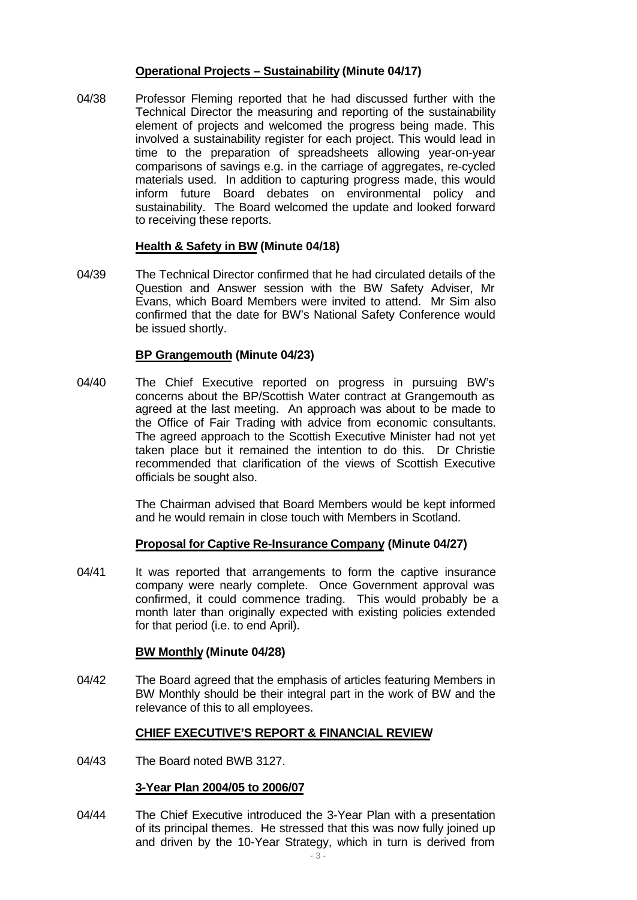**Operational Projects – Sustainability (Minute 04/17)**

04/38 Professor Fleming reported that he had discussed further with the Technical Director the measuring and reporting of the sustainability element of projects and welcomed the progress being made. This involved a sustainability register for each project. This would lead in time to the preparation of spreadsheets allowing year-on-year comparisons of savings e.g. in the carriage of aggregates, re-cycled materials used. In addition to capturing progress made, this would inform future Board debates on environmental policy and sustainability. The Board welcomed the update and looked forward to receiving these reports.

**Health & Safety in BW (Minute 04/18)**

04/39 The Technical Director confirmed that he had circulated details of the Question and Answer session with the BW Safety Adviser, Mr Evans, which Board Members were invited to attend. Mr Sim also confirmed that the date for BW's National Safety Conference would be issued shortly.

**BP Grangemouth (Minute 04/23)**

04/40 The Chief Executive reported on progress in pursuing BW's concerns about the BP/Scottish Water contract at Grangemouth as agreed at the last meeting. An approach was about to be made to the Office of Fair Trading with advice from economic consultants. The agreed approach to the Scottish Executive Minister had not yet taken place but it remained the intention to do this. Dr Christie recommended that clarification of the views of Scottish Executive officials be sought also.

The Chairman advised that Board Members would be kept informed and he would remain in close touch with Members in Scotland.

**Proposal for Captive Re-Insurance Company (Minute 04/27)**

04/41 It was reported that arrangements to form the captive insurance company were nearly complete. Once Government approval was confirmed, it could commence trading. This would probably be a month later than originally expected with existing policies extended for that period (i.e. to end April).

**BW Monthly (Minute 04/28)**

04/42 The Board agreed that the emphasis of articles featuring Members in BW Monthly should be their integral part in the work of BW and the relevance of this to all employees.

**CHIEF EXECUTIVE'S REPORT & FINANCIAL REVIEW**

04/43 The Board noted BWB 3127.

**3-Year Plan 2004/05 to 2006/07**

04/44 The Chief Executive introduced the 3-Year Plan with a presentation of its principal themes. He stressed that this was now fully joined up and driven by the 10-Year Strategy, which in turn is derived from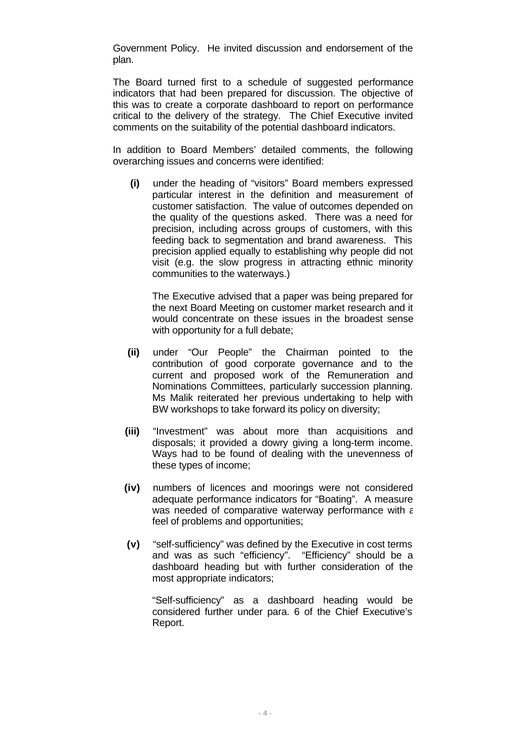Government Policy. He invited discussion and endorsement of the plan.

The Board turned first to a schedule of suggested performance indicators that had been prepared for discussion. The objective of this was to create a corporate dashboard to report on performance critical to the delivery of the strategy. The Chief Executive invited comments on the suitability of the potential dashboard indicators.

In addition to Board Members' detailed comments, the following overarching issues and concerns were identified:

**(i)** under the heading of "visitors" Board members expressed particular interest in the definition and measurement of customer satisfaction. The value of outcomes depended on the quality of the questions asked. There was a need for precision, including across groups of customers, with this feeding back to segmentation and brand awareness. This precision applied equally to establishing why people did not visit (e.g. the slow progress in attracting ethnic minority communities to the waterways.)

The Executive advised that a paper was being prepared for the next Board Meeting on customer market research and it would concentrate on these issues in the broadest sense with opportunity for a full debate;

**(ii)** under "Our People" the Chairman pointed to the contribution of good corporate governance and to the current and proposed work of the Remuneration and Nominations Committees, particularly succession planning. Ms Malik reiterated her previous undertaking to help with BW workshops to take forward its policy on diversity;

**(iii)** "Investment" was about more than acquisitions and disposals; it provided a dowry giving a long-term income. Ways had to be found of dealing with the unevenness of these types of income;

**(iv)** numbers of licences and moorings were not considered adequate performance indicators for "Boating". A measure was needed of comparative waterway performance with a feel of problems and opportunities;

**(v)** "self-sufficiency" was defined by the Executive in cost terms and was as such "efficiency". "Efficiency" should be a dashboard heading but with further consideration of the most appropriate indicators;

"Self-sufficiency" as a dashboard heading would be considered further under para. 6 of the Chief Executive's Report.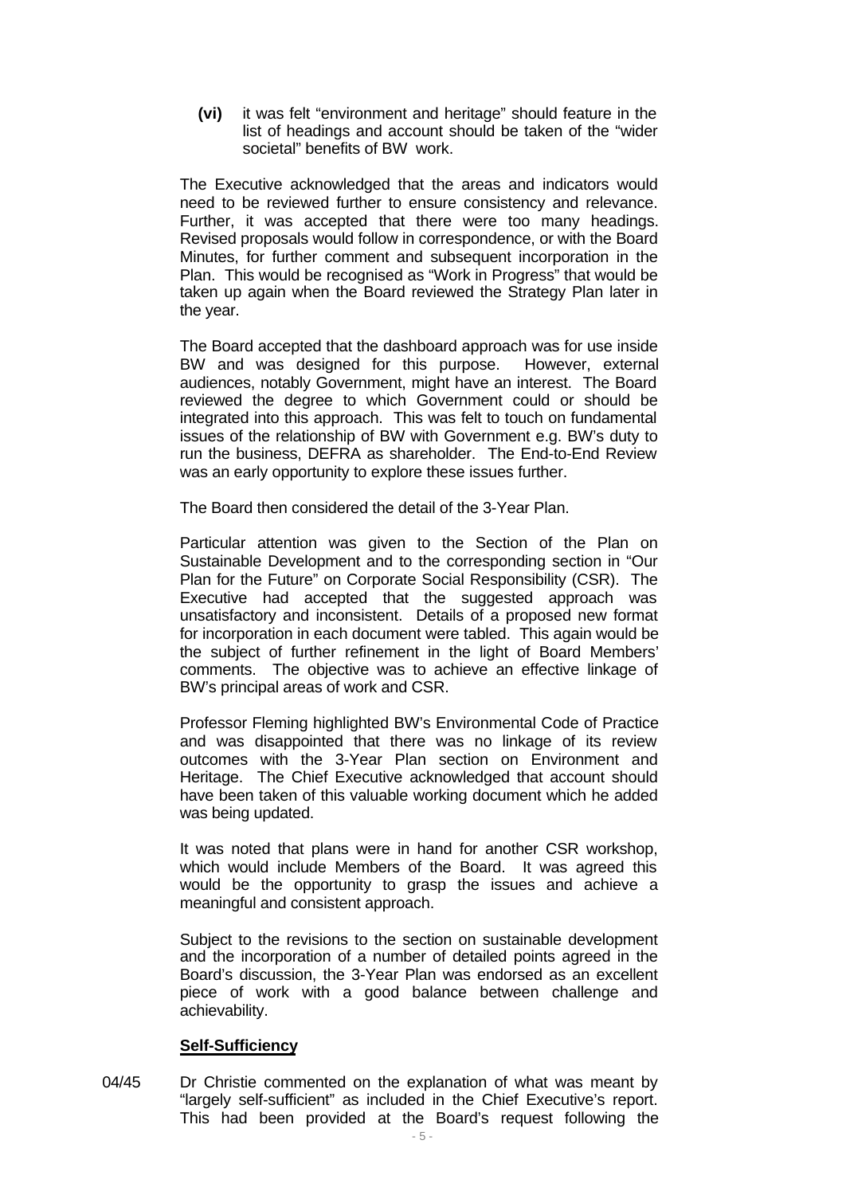**(vi)** it was felt "environment and heritage" should feature in the list of headings and account should be taken of the "wider societal" benefits of BW work.

The Executive acknowledged that the areas and indicators would need to be reviewed further to ensure consistency and relevance. Further, it was accepted that there were too many headings. Revised proposals would follow in correspondence, or with the Board Minutes, for further comment and subsequent incorporation in the Plan. This would be recognised as "Work in Progress" that would be taken up again when the Board reviewed the Strategy Plan later in the year.

The Board accepted that the dashboard approach was for use inside BW and was designed for this purpose. However, external audiences, notably Government, might have an interest. The Board reviewed the degree to which Government could or should be integrated into this approach. This was felt to touch on fundamental issues of the relationship of BW with Government e.g. BW's duty to run the business, DEFRA as shareholder. The End-to-End Review was an early opportunity to explore these issues further.

The Board then considered the detail of the 3-Year Plan.

Particular attention was given to the Section of the Plan on Sustainable Development and to the corresponding section in "Our Plan for the Future" on Corporate Social Responsibility (CSR). The Executive had accepted that the suggested approach was unsatisfactory and inconsistent. Details of a proposed new format for incorporation in each document were tabled. This again would be the subject of further refinement in the light of Board Members' comments. The objective was to achieve an effective linkage of BW's principal areas of work and CSR.

Professor Fleming highlighted BW's Environmental Code of Practice and was disappointed that there was no linkage of its review outcomes with the 3-Year Plan section on Environment and Heritage. The Chief Executive acknowledged that account should have been taken of this valuable working document which he added was being updated.

It was noted that plans were in hand for another CSR workshop, which would include Members of the Board. It was agreed this would be the opportunity to grasp the issues and achieve a meaningful and consistent approach.

Subject to the revisions to the section on sustainable development and the incorporation of a number of detailed points agreed in the Board's discussion, the 3-Year Plan was endorsed as an excellent piece of work with a good balance between challenge and achievability.

**Self-Sufficiency**

04/45 Dr Christie commented on the explanation of what was meant by "largely self-sufficient" as included in the Chief Executive's report. This had been provided at the Board's request following the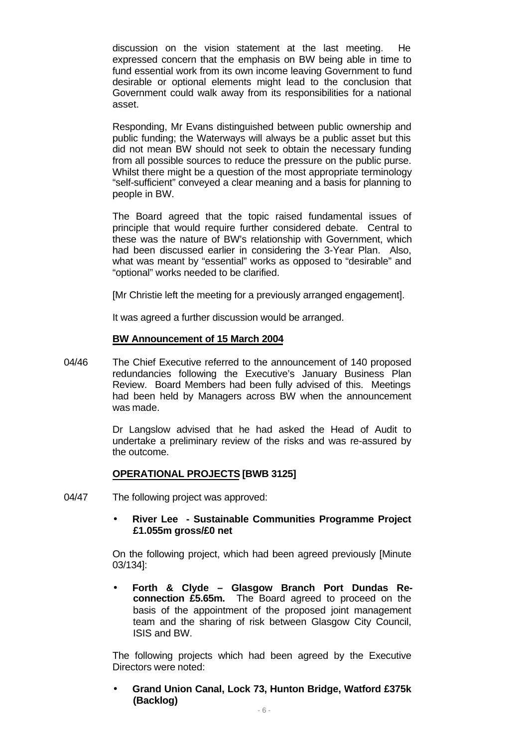discussion on the vision statement at the last meeting. He expressed concern that the emphasis on BW being able in time to fund essential work from its own income leaving Government to fund desirable or optional elements might lead to the conclusion that Government could walk away from its responsibilities for a national asset.

Responding, Mr Evans distinguished between public ownership and public funding; the Waterways will always be a public asset but this did not mean BW should not seek to obtain the necessary funding from all possible sources to reduce the pressure on the public purse. Whilst there might be a question of the most appropriate terminology "self-sufficient" conveyed a clear meaning and a basis for planning to people in BW.

The Board agreed that the topic raised fundamental issues of principle that would require further considered debate. Central to these was the nature of BW's relationship with Government, which had been discussed earlier in considering the 3-Year Plan. Also, what was meant by "essential" works as opposed to "desirable" and "optional" works needed to be clarified.

[Mr Christie left the meeting for a previously arranged engagement].

It was agreed a further discussion would be arranged.

**BW Announcement of 15 March 2004**

04/46 The Chief Executive referred to the announcement of 140 proposed redundancies following the Executive's January Business Plan Review. Board Members had been fully advised of this. Meetings had been held by Managers across BW when the announcement was made.

Dr Langslow advised that he had asked the Head of Audit to undertake a preliminary review of the risks and was re-assured by the outcome.

**OPERATIONAL PROJECTS [BWB 3125]**

04/47 The following project was approved:

- **River Lee - Sustainable Communities Programme Project £1.055m gross/£0 net**

On the following project, which had been agreed previously [Minute 03/134]:

- **Forth & Clyde – Glasgow Branch Port Dundas Re-connection £5.65m.** The Board agreed to proceed on the basis of the appointment of the proposed joint management team and the sharing of risk between Glasgow City Council, ISIS and BW.

The following projects which had been agreed by the Executive Directors were noted:

- **Grand Union Canal, Lock 73, Hunton Bridge, Watford £375k (Backlog)**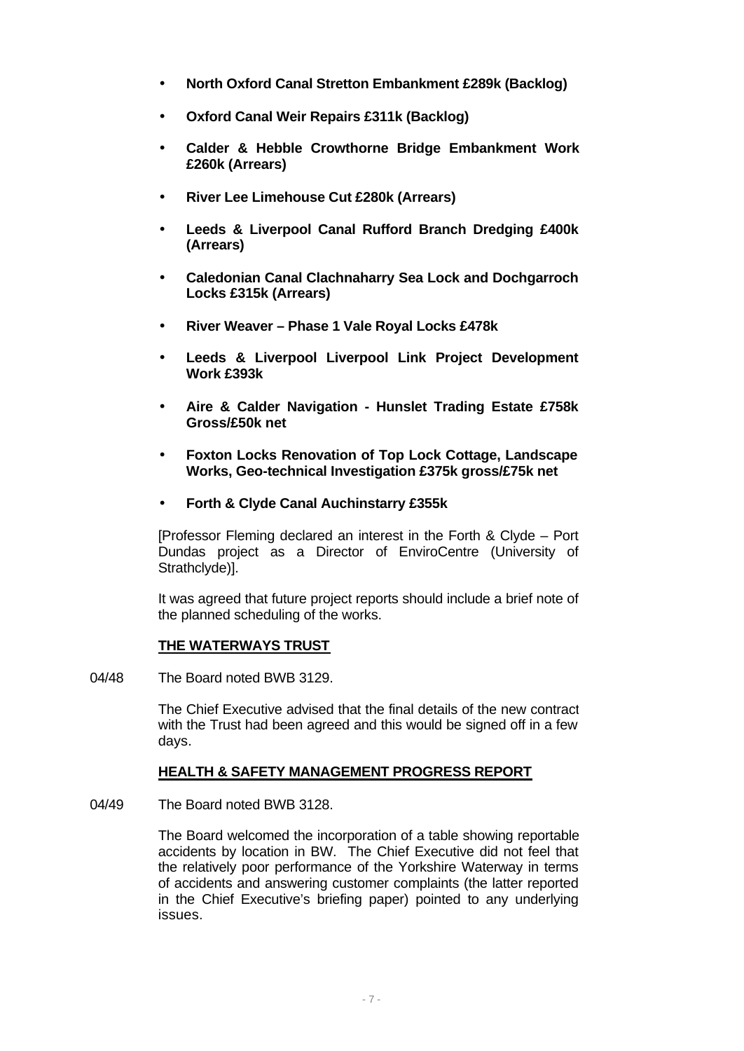- **North Oxford Canal Stretton Embankment £289k (Backlog)**
- **Oxford Canal Weir Repairs £311k (Backlog)**
- **Calder & Hebble Crowthorne Bridge Embankment Work £260k (Arrears)**
- **River Lee Limehouse Cut £280k (Arrears)**
- **Leeds & Liverpool Canal Rufford Branch Dredging £400k (Arrears)**
- **Caledonian Canal Clachnaharry Sea Lock and Dochgarroch Locks £315k (Arrears)**
- **River Weaver – Phase 1 Vale Royal Locks £478k**
- **Leeds & Liverpool Liverpool Link Project Development Work £393k**
- **Aire & Calder Navigation - Hunslet Trading Estate £758k Gross/£50k net**
- **Foxton Locks Renovation of Top Lock Cottage, Landscape Works, Geo-technical Investigation £375k gross/£75k net**
- **Forth & Clyde Canal Auchinstarry £355k**

[Professor Fleming declared an interest in the Forth & Clyde – Port Dundas project as a Director of EnviroCentre (University of Strathclyde)].

It was agreed that future project reports should include a brief note of the planned scheduling of the works.

**THE WATERWAYS TRUST**

04/48 The Board noted BWB 3129.

The Chief Executive advised that the final details of the new contract with the Trust had been agreed and this would be signed off in a few days.

**HEALTH & SAFETY MANAGEMENT PROGRESS REPORT**

04/49 The Board noted BWB 3128.

The Board welcomed the incorporation of a table showing reportable accidents by location in BW. The Chief Executive did not feel that the relatively poor performance of the Yorkshire Waterway in terms of accidents and answering customer complaints (the latter reported in the Chief Executive's briefing paper) pointed to any underlying issues.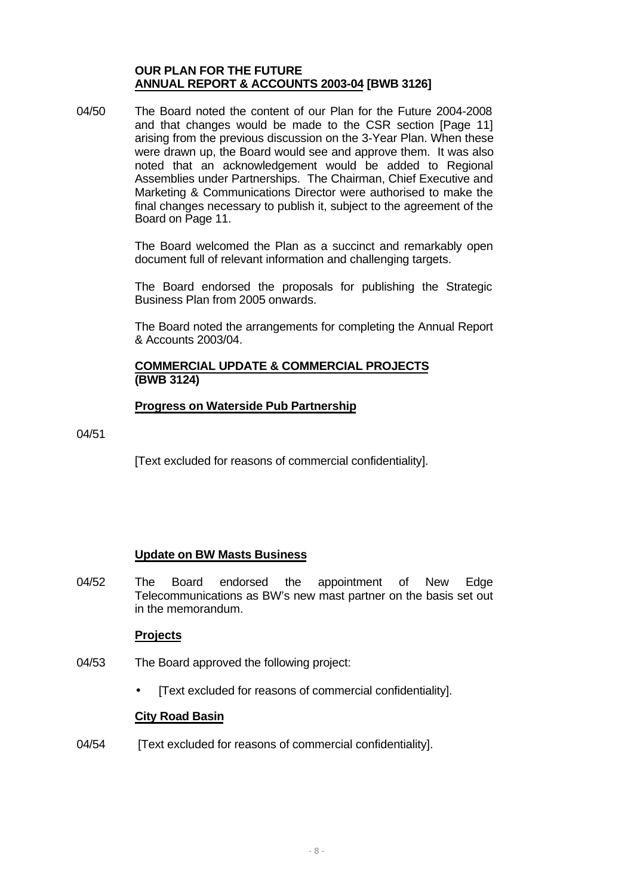**OUR PLAN FOR THE FUTURE**
**ANNUAL REPORT & ACCOUNTS 2003-04 [BWB 3126]**

04/50 The Board noted the content of our Plan for the Future 2004-2008 and that changes would be made to the CSR section [Page 11] arising from the previous discussion on the 3-Year Plan. When these were drawn up, the Board would see and approve them. It was also noted that an acknowledgement would be added to Regional Assemblies under Partnerships. The Chairman, Chief Executive and Marketing & Communications Director were authorised to make the final changes necessary to publish it, subject to the agreement of the Board on Page 11.

The Board welcomed the Plan as a succinct and remarkably open document full of relevant information and challenging targets.

The Board endorsed the proposals for publishing the Strategic Business Plan from 2005 onwards.

The Board noted the arrangements for completing the Annual Report & Accounts 2003/04.

**COMMERCIAL UPDATE & COMMERCIAL PROJECTS (BWB 3124)**

**Progress on Waterside Pub Partnership**

04/51

[Text excluded for reasons of commercial confidentiality].

**Update on BW Masts Business**

04/52 The Board endorsed the appointment of New Edge Telecommunications as BW's new mast partner on the basis set out in the memorandum.

**Projects**

04/53 The Board approved the following project:

- [Text excluded for reasons of commercial confidentiality].

**City Road Basin**

04/54 [Text excluded for reasons of commercial confidentiality].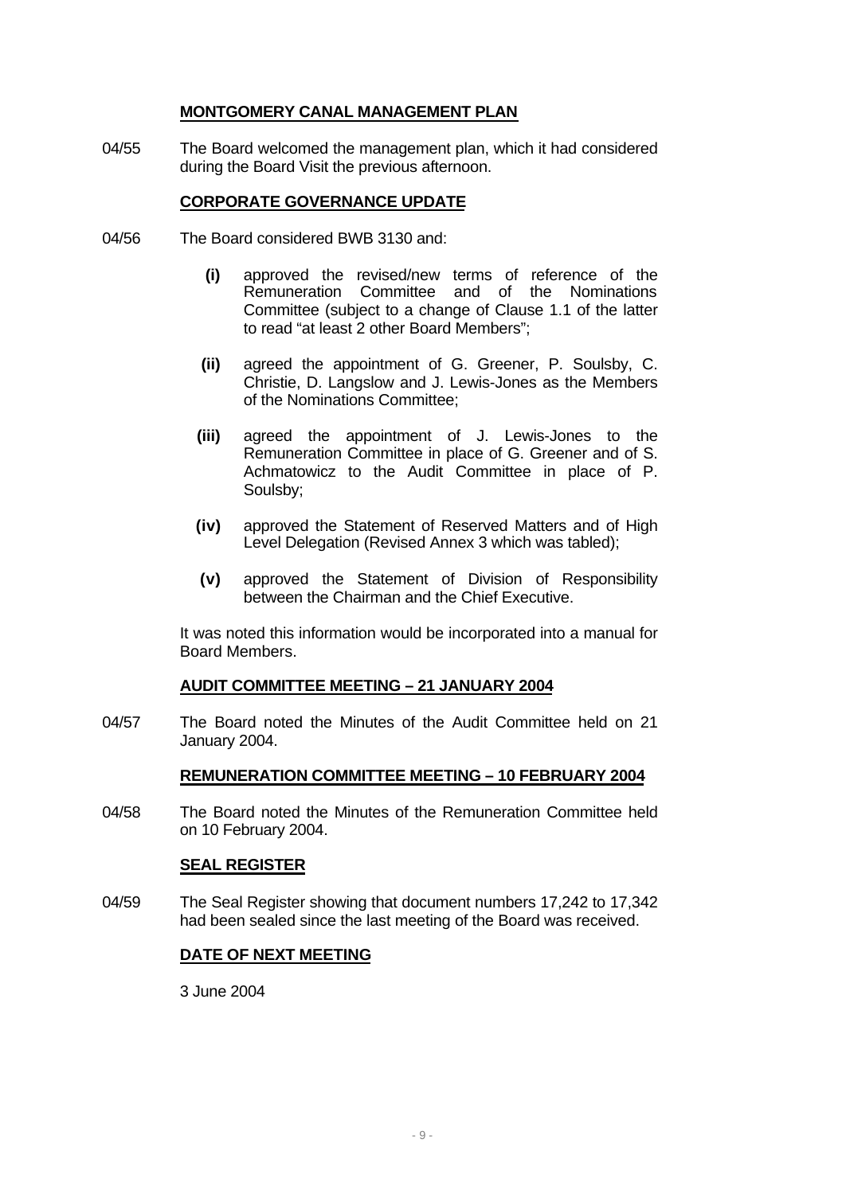**MONTGOMERY CANAL MANAGEMENT PLAN**

04/55 The Board welcomed the management plan, which it had considered during the Board Visit the previous afternoon.

**CORPORATE GOVERNANCE UPDATE**

04/56 The Board considered BWB 3130 and:

**(i)** approved the revised/new terms of reference of the Remuneration Committee and of the Nominations Committee (subject to a change of Clause 1.1 of the latter to read "at least 2 other Board Members";

**(ii)** agreed the appointment of G. Greener, P. Soulsby, C. Christie, D. Langslow and J. Lewis-Jones as the Members of the Nominations Committee;

**(iii)** agreed the appointment of J. Lewis-Jones to the Remuneration Committee in place of G. Greener and of S. Achmatowicz to the Audit Committee in place of P. Soulsby;

**(iv)** approved the Statement of Reserved Matters and of High Level Delegation (Revised Annex 3 which was tabled);

**(v)** approved the Statement of Division of Responsibility between the Chairman and the Chief Executive.

It was noted this information would be incorporated into a manual for Board Members.

**AUDIT COMMITTEE MEETING – 21 JANUARY 2004**

04/57 The Board noted the Minutes of the Audit Committee held on 21 January 2004.

**REMUNERATION COMMITTEE MEETING – 10 FEBRUARY 2004**

04/58 The Board noted the Minutes of the Remuneration Committee held on 10 February 2004.

**SEAL REGISTER**

04/59 The Seal Register showing that document numbers 17,242 to 17,342 had been sealed since the last meeting of the Board was received.

**DATE OF NEXT MEETING**

3 June 2004